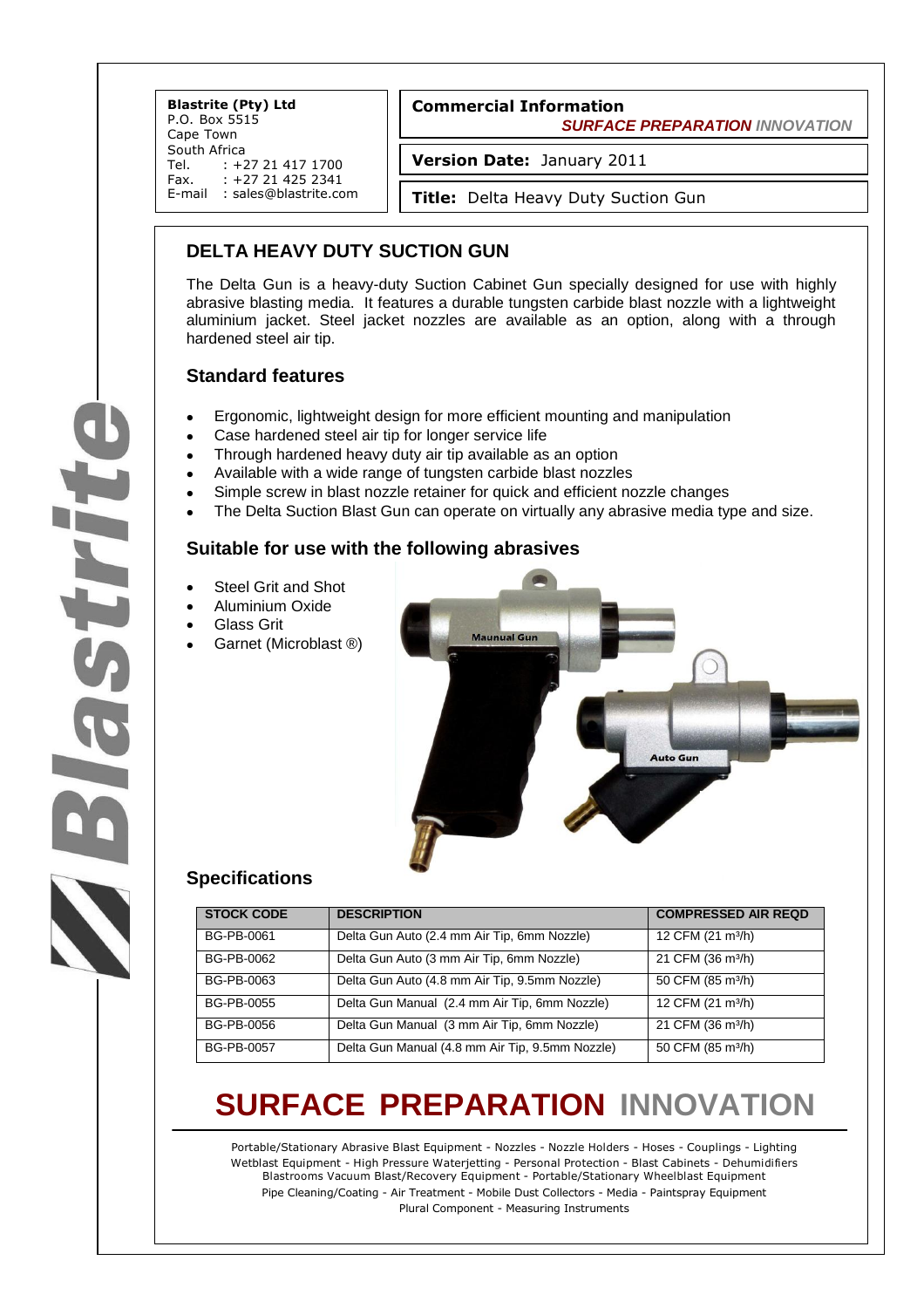**Blastrite (Pty) Ltd**
P.O. Box 5515
Cape Town
South Africa
Tel. : +27 21 417 1700
Fax. : +27 21 425 2341
E-mail : sales@blastrite.com

**Commercial Information**
***SURFACE PREPARATION** INNOVATION*

**Version Date:** January 2011

**Title:** Delta Heavy Duty Suction Gun

## DELTA HEAVY DUTY SUCTION GUN

The Delta Gun is a heavy-duty Suction Cabinet Gun specially designed for use with highly abrasive blasting media. It features a durable tungsten carbide blast nozzle with a lightweight aluminium jacket. Steel jacket nozzles are available as an option, along with a through hardened steel air tip.

### Standard features

- Ergonomic, lightweight design for more efficient mounting and manipulation
- Case hardened steel air tip for longer service life
- Through hardened heavy duty air tip available as an option
- Available with a wide range of tungsten carbide blast nozzles
- Simple screw in blast nozzle retainer for quick and efficient nozzle changes
- The Delta Suction Blast Gun can operate on virtually any abrasive media type and size.

### Suitable for use with the following abrasives

- Steel Grit and Shot
- Aluminium Oxide
- Glass Grit
- Garnet (Microblast ®)

Maunual Gun

Auto Gun

### Specifications

| STOCK CODE | DESCRIPTION | COMPRESSED AIR REQD |
|---|---|---|
| BG-PB-0061 | Delta Gun Auto (2.4 mm Air Tip, 6mm Nozzle) | 12 CFM (21 $m^3$/h) |
| BG-PB-0062 | Delta Gun Auto (3 mm Air Tip, 6mm Nozzle) | 21 CFM (36 $m^3$/h) |
| BG-PB-0063 | Delta Gun Auto (4.8 mm Air Tip, 9.5mm Nozzle) | 50 CFM (85 $m^3$/h) |
| BG-PB-0055 | Delta Gun Manual (2.4 mm Air Tip, 6mm Nozzle) | 12 CFM (21 $m^3$/h) |
| BG-PB-0056 | Delta Gun Manual (3 mm Air Tip, 6mm Nozzle) | 21 CFM (36 $m^3$/h) |
| BG-PB-0057 | Delta Gun Manual (4.8 mm Air Tip, 9.5mm Nozzle) | 50 CFM (85 $m^3$/h) |

# SURFACE PREPARATION INNOVATION

Portable/Stationary Abrasive Blast Equipment - Nozzles - Nozzle Holders - Hoses - Couplings - Lighting
Wetblast Equipment - High Pressure Waterjetting - Personal Protection - Blast Cabinets - Dehumidifiers
Blastrooms Vacuum Blast/Recovery Equipment - Portable/Stationary Wheelblast Equipment
Pipe Cleaning/Coating - Air Treatment - Mobile Dust Collectors - Media - Paintspray Equipment
Plural Component - Measuring Instruments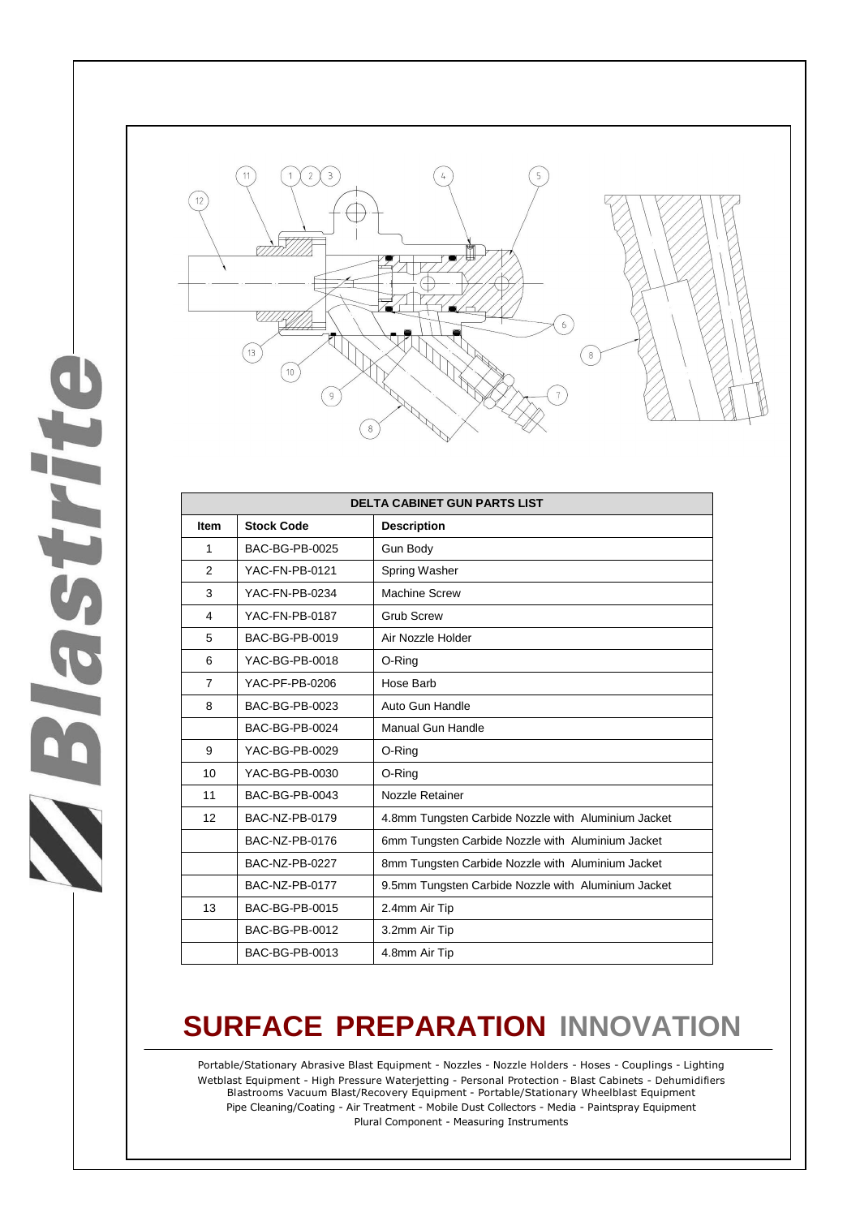| DELTA CABINET GUN PARTS LIST | | |
|---|---|---|
| **Item** | **Stock Code** | **Description** |
| 1 | BAC-BG-PB-0025 | Gun Body |
| 2 | YAC-FN-PB-0121 | Spring Washer |
| 3 | YAC-FN-PB-0234 | Machine Screw |
| 4 | YAC-FN-PB-0187 | Grub Screw |
| 5 | BAC-BG-PB-0019 | Air Nozzle Holder |
| 6 | YAC-BG-PB-0018 | O-Ring |
| 7 | YAC-PF-PB-0206 | Hose Barb |
| 8 | BAC-BG-PB-0023 | Auto Gun Handle |
| | BAC-BG-PB-0024 | Manual Gun Handle |
| 9 | YAC-BG-PB-0029 | O-Ring |
| 10 | YAC-BG-PB-0030 | O-Ring |
| 11 | BAC-BG-PB-0043 | Nozzle Retainer |
| 12 | BAC-NZ-PB-0179 | 4.8mm Tungsten Carbide Nozzle with Aluminium Jacket |
| | BAC-NZ-PB-0176 | 6mm Tungsten Carbide Nozzle with Aluminium Jacket |
| | BAC-NZ-PB-0227 | 8mm Tungsten Carbide Nozzle with Aluminium Jacket |
| | BAC-NZ-PB-0177 | 9.5mm Tungsten Carbide Nozzle with Aluminium Jacket |
| 13 | BAC-BG-PB-0015 | 2.4mm Air Tip |
| | BAC-BG-PB-0012 | 3.2mm Air Tip |
| | BAC-BG-PB-0013 | 4.8mm Air Tip |

## SURFACE PREPARATION INNOVATION

Portable/Stationary Abrasive Blast Equipment - Nozzles - Nozzle Holders - Hoses - Couplings - Lighting
Wetblast Equipment - High Pressure Waterjetting - Personal Protection - Blast Cabinets - Dehumidifiers
Blastrooms Vacuum Blast/Recovery Equipment - Portable/Stationary Wheelblast Equipment
Pipe Cleaning/Coating - Air Treatment - Mobile Dust Collectors - Media - Paintspray Equipment
Plural Component - Measuring Instruments